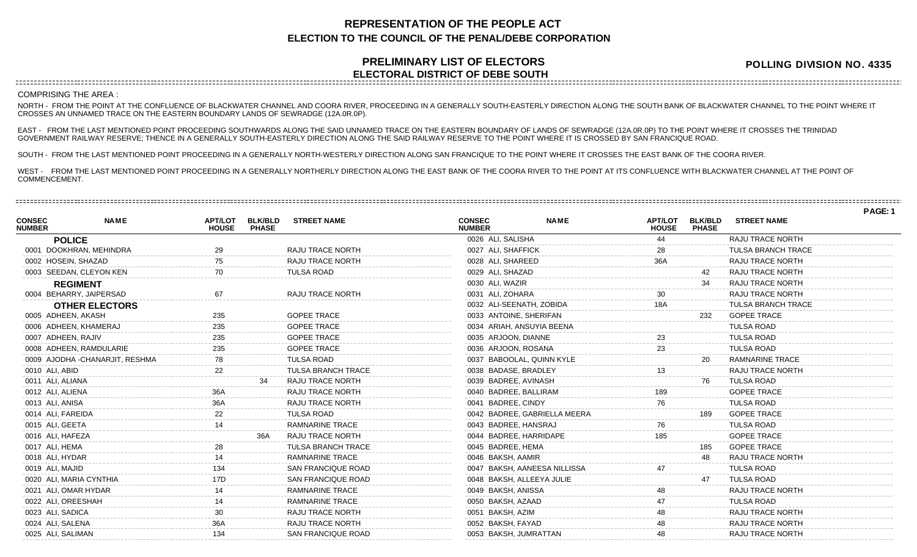# REPRESENTATION OF THE PEOPLE ACT
## ELECTION TO THE COUNCIL OF THE PENAL/DEBE CORPORATION

## PRELIMINARY LIST OF ELECTORS
## ELECTORAL DISTRICT OF DEBE SOUTH

**POLLING DIVISION NO. 4335**

COMPRISING THE AREA :

NORTH - FROM THE POINT AT THE CONFLUENCE OF BLACKWATER CHANNEL AND COORA RIVER, PROCEEDING IN A GENERALLY SOUTH-EASTERLY DIRECTION ALONG THE SOUTH BANK OF BLACKWATER CHANNEL TO THE POINT WHERE IT CROSSES AN UNNAMED TRACE ON THE EASTERN BOUNDARY LANDS OF SEWRADGE (12A.0R.0P).

EAST - FROM THE LAST MENTIONED POINT PROCEEDING SOUTHWARDS ALONG THE SAID UNNAMED TRACE ON THE EASTERN BOUNDARY OF LANDS OF SEWRADGE (12A.0R.0P) TO THE POINT WHERE IT CROSSES THE TRINIDAD GOVERNMENT RAILWAY RESERVE; THENCE IN A GENERALLY SOUTH-EASTERLY DIRECTION ALONG THE SAID RAILWAY RESERVE TO THE POINT WHERE IT IS CROSSED BY SAN FRANCIQUE ROAD.

SOUTH - FROM THE LAST MENTIONED POINT PROCEEDING IN A GENERALLY NORTH-WESTERLY DIRECTION ALONG SAN FRANCIQUE TO THE POINT WHERE IT CROSSES THE EAST BANK OF THE COORA RIVER.

WEST - FROM THE LAST MENTIONED POINT PROCEEDING IN A GENERALLY NORTHERLY DIRECTION ALONG THE EAST BANK OF THE COORA RIVER TO THE POINT AT ITS CONFLUENCE WITH BLACKWATER CHANNEL AT THE POINT OF COMMENCEMENT.

| CONSEC NUMBER | NAME | APT/LOT HOUSE | BLK/BLD PHASE | STREET NAME |
|---|---|---|---|---|
| | **POLICE** | | | |
| 0001 | DOOKHRAN, MEHINDRA | 29 | | RAJU TRACE NORTH |
| 0002 | HOSEIN, SHAZAD | 75 | | RAJU TRACE NORTH |
| 0003 | SEEDAN, CLEYON KEN | 70 | | TULSA ROAD |
| | **REGIMENT** | | | |
| 0004 | BEHARRY, JAIPERSAD | 67 | | RAJU TRACE NORTH |
| | **OTHER ELECTORS** | | | |
| 0005 | ADHEEN, AKASH | 235 | | GOPEE TRACE |
| 0006 | ADHEEN, KHAMERAJ | 235 | | GOPEE TRACE |
| 0007 | ADHEEN, RAJIV | 235 | | GOPEE TRACE |
| 0008 | ADHEEN, RAMDULARIE | 235 | | GOPEE TRACE |
| 0009 | AJODHA -CHANARJIT, RESHMA | 78 | | TULSA ROAD |
| 0010 | ALI, ABID | 22 | | TULSA BRANCH TRACE |
| 0011 | ALI, ALIANA | | 34 | RAJU TRACE NORTH |
| 0012 | ALI, ALIENA | 36A | | RAJU TRACE NORTH |
| 0013 | ALI, ANISA | 36A | | RAJU TRACE NORTH |
| 0014 | ALI, FAREIDA | 22 | | TULSA ROAD |
| 0015 | ALI, GEETA | 14 | | RAMNARINE TRACE |
| 0016 | ALI, HAFEZA | | 36A | RAJU TRACE NORTH |
| 0017 | ALI, HEMA | 28 | | TULSA BRANCH TRACE |
| 0018 | ALI, HYDAR | 14 | | RAMNARINE TRACE |
| 0019 | ALI, MAJID | 134 | | SAN FRANCIQUE ROAD |
| 0020 | ALI, MARIA CYNTHIA | 17D | | SAN FRANCIQUE ROAD |
| 0021 | ALI, OMAR HYDAR | 14 | | RAMNARINE TRACE |
| 0022 | ALI, OREESHAH | 14 | | RAMNARINE TRACE |
| 0023 | ALI, SADICA | 30 | | RAJU TRACE NORTH |
| 0024 | ALI, SALENA | 36A | | RAJU TRACE NORTH |
| 0025 | ALI, SALIMAN | 134 | | SAN FRANCIQUE ROAD |
| 0026 | ALI, SALISHA | 44 | | RAJU TRACE NORTH |
| 0027 | ALI, SHAFFICK | 28 | | TULSA BRANCH TRACE |
| 0028 | ALI, SHAREED | 36A | | RAJU TRACE NORTH |
| 0029 | ALI, SHAZAD | | 42 | RAJU TRACE NORTH |
| 0030 | ALI, WAZIR | | 34 | RAJU TRACE NORTH |
| 0031 | ALI, ZOHARA | 30 | | RAJU TRACE NORTH |
| 0032 | ALI-SEENATH, ZOBIDA | 18A | | TULSA BRANCH TRACE |
| 0033 | ANTOINE, SHERIFAN | | 232 | GOPEE TRACE |
| 0034 | ARIAH, ANSUYIA BEENA | | | TULSA ROAD |
| 0035 | ARJOON, DIANNE | 23 | | TULSA ROAD |
| 0036 | ARJOON, ROSANA | 23 | | TULSA ROAD |
| 0037 | BABOOLAL, QUINN KYLE | | 20 | RAMNARINE TRACE |
| 0038 | BADASE, BRADLEY | 13 | | RAJU TRACE NORTH |
| 0039 | BADREE, AVINASH | | 76 | TULSA ROAD |
| 0040 | BADREE, BALLIRAM | 189 | | GOPEE TRACE |
| 0041 | BADREE, CINDY | 76 | | TULSA ROAD |
| 0042 | BADREE, GABRIELLA MEERA | | 189 | GOPEE TRACE |
| 0043 | BADREE, HANSRAJ | 76 | | TULSA ROAD |
| 0044 | BADREE, HARRIDAPE | 185 | | GOPEE TRACE |
| 0045 | BADREE, HEMA | | 185 | GOPEE TRACE |
| 0046 | BAKSH, AAMIR | | 48 | RAJU TRACE NORTH |
| 0047 | BAKSH, AANEESA NILLISSA | 47 | | TULSA ROAD |
| 0048 | BAKSH, ALLEEYA JULIE | | 47 | TULSA ROAD |
| 0049 | BAKSH, ANISSA | 48 | | RAJU TRACE NORTH |
| 0050 | BAKSH, AZAAD | 47 | | TULSA ROAD |
| 0051 | BAKSH, AZIM | 48 | | RAJU TRACE NORTH |
| 0052 | BAKSH, FAYAD | 48 | | RAJU TRACE NORTH |
| 0053 | BAKSH, JUMRATTAN | 48 | | RAJU TRACE NORTH |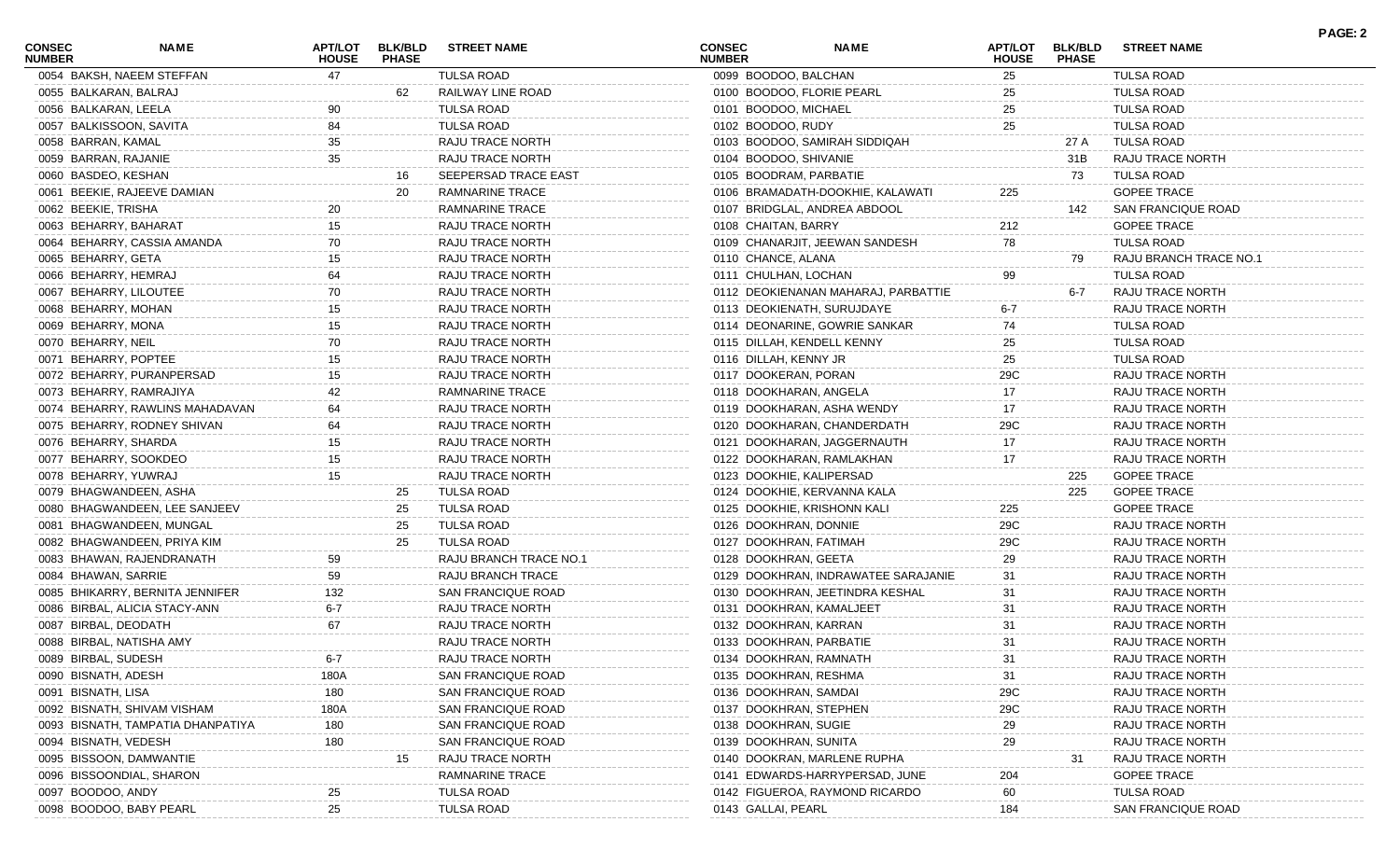| CONSEC NUMBER | NAME | APT/LOT HOUSE | BLK/BLD PHASE | STREET NAME |
|---|---|---|---|---|
| 0054 | BAKSH, NAEEM STEFFAN | 47 | | TULSA ROAD |
| 0055 | BALKARAN, BALRAJ | | 62 | RAILWAY LINE ROAD |
| 0056 | BALKARAN, LEELA | 90 | | TULSA ROAD |
| 0057 | BALKISSOON, SAVITA | 84 | | TULSA ROAD |
| 0058 | BARRAN, KAMAL | 35 | | RAJU TRACE NORTH |
| 0059 | BARRAN, RAJANIE | 35 | | RAJU TRACE NORTH |
| 0060 | BASDEO, KESHAN | | 16 | SEEPERSAD TRACE EAST |
| 0061 | BEEKIE, RAJEEVE DAMIAN | | 20 | RAMNARINE TRACE |
| 0062 | BEEKIE, TRISHA | 20 | | RAMNARINE TRACE |
| 0063 | BEHARRY, BAHARAT | 15 | | RAJU TRACE NORTH |
| 0064 | BEHARRY, CASSIA AMANDA | 70 | | RAJU TRACE NORTH |
| 0065 | BEHARRY, GETA | 15 | | RAJU TRACE NORTH |
| 0066 | BEHARRY, HEMRAJ | 64 | | RAJU TRACE NORTH |
| 0067 | BEHARRY, LILOUTEE | 70 | | RAJU TRACE NORTH |
| 0068 | BEHARRY, MOHAN | 15 | | RAJU TRACE NORTH |
| 0069 | BEHARRY, MONA | 15 | | RAJU TRACE NORTH |
| 0070 | BEHARRY, NEIL | 70 | | RAJU TRACE NORTH |
| 0071 | BEHARRY, POPTEE | 15 | | RAJU TRACE NORTH |
| 0072 | BEHARRY, PURANPERSAD | 15 | | RAJU TRACE NORTH |
| 0073 | BEHARRY, RAMRAJIYA | 42 | | RAMNARINE TRACE |
| 0074 | BEHARRY, RAWLINS MAHADAVAN | 64 | | RAJU TRACE NORTH |
| 0075 | BEHARRY, RODNEY SHIVAN | 64 | | RAJU TRACE NORTH |
| 0076 | BEHARRY, SHARDA | 15 | | RAJU TRACE NORTH |
| 0077 | BEHARRY, SOOKDEO | 15 | | RAJU TRACE NORTH |
| 0078 | BEHARRY, YUWRAJ | 15 | | RAJU TRACE NORTH |
| 0079 | BHAGWANDEEN, ASHA | | 25 | TULSA ROAD |
| 0080 | BHAGWANDEEN, LEE SANJEEV | | 25 | TULSA ROAD |
| 0081 | BHAGWANDEEN, MUNGAL | | 25 | TULSA ROAD |
| 0082 | BHAGWANDEEN, PRIYA KIM | | 25 | TULSA ROAD |
| 0083 | BHAWAN, RAJENDRANATH | 59 | | RAJU BRANCH TRACE NO.1 |
| 0084 | BHAWAN, SARRIE | 59 | | RAJU BRANCH TRACE |
| 0085 | BHIKARRY, BERNITA JENNIFER | 132 | | SAN FRANCIQUE ROAD |
| 0086 | BIRBAL, ALICIA STACY-ANN | 6-7 | | RAJU TRACE NORTH |
| 0087 | BIRBAL, DEODATH | 67 | | RAJU TRACE NORTH |
| 0088 | BIRBAL, NATISHA AMY | | | RAJU TRACE NORTH |
| 0089 | BIRBAL, SUDESH | 6-7 | | RAJU TRACE NORTH |
| 0090 | BISNATH, ADESH | 180A | | SAN FRANCIQUE ROAD |
| 0091 | BISNATH, LISA | 180 | | SAN FRANCIQUE ROAD |
| 0092 | BISNATH, SHIVAM VISHAM | 180A | | SAN FRANCIQUE ROAD |
| 0093 | BISNATH, TAMPATIA DHANPATIYA | 180 | | SAN FRANCIQUE ROAD |
| 0094 | BISNATH, VEDESH | 180 | | SAN FRANCIQUE ROAD |
| 0095 | BISSOON, DAMWANTIE | | 15 | RAJU TRACE NORTH |
| 0096 | BISSOONDIAL, SHARON | | | RAMNARINE TRACE |
| 0097 | BOODOO, ANDY | 25 | | TULSA ROAD |
| 0098 | BOODOO, BABY PEARL | 25 | | TULSA ROAD |
| 0099 | BOODOO, BALCHAN | 25 | | TULSA ROAD |
| 0100 | BOODOO, FLORIE PEARL | 25 | | TULSA ROAD |
| 0101 | BOODOO, MICHAEL | 25 | | TULSA ROAD |
| 0102 | BOODOO, RUDY | 25 | | TULSA ROAD |
| 0103 | BOODOO, SAMIRAH SIDDIQAH | | 27 A | TULSA ROAD |
| 0104 | BOODOO, SHIVANIE | | 31B | RAJU TRACE NORTH |
| 0105 | BOODRAM, PARBATIE | | 73 | TULSA ROAD |
| 0106 | BRAMADATH-DOOKHIE, KALAWATI | 225 | | GOPEE TRACE |
| 0107 | BRIDGLAL, ANDREA ABDOOL | | 142 | SAN FRANCIQUE ROAD |
| 0108 | CHAITAN, BARRY | 212 | | GOPEE TRACE |
| 0109 | CHANARJIT, JEEWAN SANDESH | 78 | | TULSA ROAD |
| 0110 | CHANCE, ALANA | | 79 | RAJU BRANCH TRACE NO.1 |
| 0111 | CHULHAN, LOCHAN | 99 | | TULSA ROAD |
| 0112 | DEOKIENANAN MAHARAJ, PARBATTIE | | 6-7 | RAJU TRACE NORTH |
| 0113 | DEOKIENATH, SURUJDAYE | 6-7 | | RAJU TRACE NORTH |
| 0114 | DEONARINE, GOWRIE SANKAR | 74 | | TULSA ROAD |
| 0115 | DILLAH, KENDELL KENNY | 25 | | TULSA ROAD |
| 0116 | DILLAH, KENNY JR | 25 | | TULSA ROAD |
| 0117 | DOOKERAN, PORAN | 29C | | RAJU TRACE NORTH |
| 0118 | DOOKHARAN, ANGELA | 17 | | RAJU TRACE NORTH |
| 0119 | DOOKHARAN, ASHA WENDY | 17 | | RAJU TRACE NORTH |
| 0120 | DOOKHARAN, CHANDERDATH | 29C | | RAJU TRACE NORTH |
| 0121 | DOOKHARAN, JAGGERNAUTH | 17 | | RAJU TRACE NORTH |
| 0122 | DOOKHARAN, RAMLAKHAN | 17 | | RAJU TRACE NORTH |
| 0123 | DOOKHIE, KALIPERSAD | | 225 | GOPEE TRACE |
| 0124 | DOOKHIE, KERVANNA KALA | | 225 | GOPEE TRACE |
| 0125 | DOOKHIE, KRISHONN KALI | 225 | | GOPEE TRACE |
| 0126 | DOOKHRAN, DONNIE | 29C | | RAJU TRACE NORTH |
| 0127 | DOOKHRAN, FATIMAH | 29C | | RAJU TRACE NORTH |
| 0128 | DOOKHRAN, GEETA | 29 | | RAJU TRACE NORTH |
| 0129 | DOOKHRAN, INDRAWATEE SARAJANIE | 31 | | RAJU TRACE NORTH |
| 0130 | DOOKHRAN, JEETINDRA KESHAL | 31 | | RAJU TRACE NORTH |
| 0131 | DOOKHRAN, KAMALJEET | 31 | | RAJU TRACE NORTH |
| 0132 | DOOKHRAN, KARRAN | 31 | | RAJU TRACE NORTH |
| 0133 | DOOKHRAN, PARBATIE | 31 | | RAJU TRACE NORTH |
| 0134 | DOOKHRAN, RAMNATH | 31 | | RAJU TRACE NORTH |
| 0135 | DOOKHRAN, RESHMA | 31 | | RAJU TRACE NORTH |
| 0136 | DOOKHRAN, SAMDAI | 29C | | RAJU TRACE NORTH |
| 0137 | DOOKHRAN, STEPHEN | 29C | | RAJU TRACE NORTH |
| 0138 | DOOKHRAN, SUGIE | 29 | | RAJU TRACE NORTH |
| 0139 | DOOKHRAN, SUNITA | 29 | | RAJU TRACE NORTH |
| 0140 | DOOKRAN, MARLENE RUPHA | | 31 | RAJU TRACE NORTH |
| 0141 | EDWARDS-HARRYPERSAD, JUNE | 204 | | GOPEE TRACE |
| 0142 | FIGUEROA, RAYMOND RICARDO | 60 | | TULSA ROAD |
| 0143 | GALLAI, PEARL | 184 | | SAN FRANCIQUE ROAD |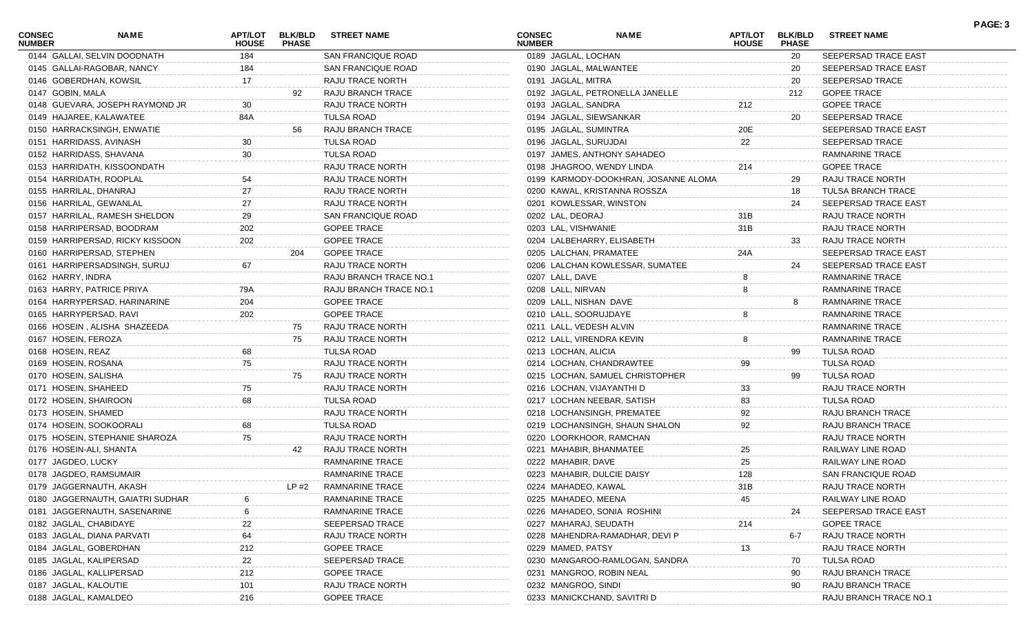| CONSEC NUMBER | NAME | APT/LOT HOUSE | BLK/BLD PHASE | STREET NAME |
|---|---|---|---|---|
| 0144 | GALLAI, SELVIN DOODNATH | 184 | | SAN FRANCIQUE ROAD |
| 0145 | GALLAI-RAGOBAR, NANCY | 184 | | SAN FRANCIQUE ROAD |
| 0146 | GOBERDHAN, KOWSIL | 17 | | RAJU TRACE NORTH |
| 0147 | GOBIN, MALA | | 92 | RAJU BRANCH TRACE |
| 0148 | GUEVARA, JOSEPH RAYMOND JR | 30 | | RAJU TRACE NORTH |
| 0149 | HAJAREE, KALAWATEE | 84A | | TULSA ROAD |
| 0150 | HARRACKSINGH, ENWATIE | | 56 | RAJU BRANCH TRACE |
| 0151 | HARRIDASS, AVINASH | 30 | | TULSA ROAD |
| 0152 | HARRIDASS, SHAVANA | 30 | | TULSA ROAD |
| 0153 | HARRIDATH, KISSOONDATH | | | RAJU TRACE NORTH |
| 0154 | HARRIDATH, ROOPLAL | 54 | | RAJU TRACE NORTH |
| 0155 | HARRILAL, DHANRAJ | 27 | | RAJU TRACE NORTH |
| 0156 | HARRILAL, GEWANLAL | 27 | | RAJU TRACE NORTH |
| 0157 | HARRILAL, RAMESH SHELDON | 29 | | SAN FRANCIQUE ROAD |
| 0158 | HARRIPERSAD, BOODRAM | 202 | | GOPEE TRACE |
| 0159 | HARRIPERSAD, RICKY KISSOON | 202 | | GOPEE TRACE |
| 0160 | HARRIPERSAD, STEPHEN | | 204 | GOPEE TRACE |
| 0161 | HARRIPERSADSINGH, SURUJ | 67 | | RAJU TRACE NORTH |
| 0162 | HARRY, INDRA | | | RAJU BRANCH TRACE NO.1 |
| 0163 | HARRY, PATRICE PRIYA | 79A | | RAJU BRANCH TRACE NO.1 |
| 0164 | HARRYPERSAD, HARINARINE | 204 | | GOPEE TRACE |
| 0165 | HARRYPERSAD, RAVI | 202 | | GOPEE TRACE |
| 0166 | HOSEIN , ALISHA SHAZEEDA | | 75 | RAJU TRACE NORTH |
| 0167 | HOSEIN, FEROZA | | 75 | RAJU TRACE NORTH |
| 0168 | HOSEIN, REAZ | 68 | | TULSA ROAD |
| 0169 | HOSEIN, ROSANA | 75 | | RAJU TRACE NORTH |
| 0170 | HOSEIN, SALISHA | | 75 | RAJU TRACE NORTH |
| 0171 | HOSEIN, SHAHEED | 75 | | RAJU TRACE NORTH |
| 0172 | HOSEIN, SHAIROON | 68 | | TULSA ROAD |
| 0173 | HOSEIN, SHAMED | | | RAJU TRACE NORTH |
| 0174 | HOSEIN, SOOKOORALI | 68 | | TULSA ROAD |
| 0175 | HOSEIN, STEPHANIE SHAROZA | 75 | | RAJU TRACE NORTH |
| 0176 | HOSEIN-ALI, SHANTA | | 42 | RAJU TRACE NORTH |
| 0177 | JAGDEO, LUCKY | | | RAMNARINE TRACE |
| 0178 | JAGDEO, RAMSUMAIR | | | RAMNARINE TRACE |
| 0179 | JAGGERNAUTH, AKASH | | LP #2 | RAMNARINE TRACE |
| 0180 | JAGGERNAUTH, GAIATRI SUDHAR | 6 | | RAMNARINE TRACE |
| 0181 | JAGGERNAUTH, SASENARINE | 6 | | RAMNARINE TRACE |
| 0182 | JAGLAL, CHABIDAYE | 22 | | SEEPERSAD TRACE |
| 0183 | JAGLAL, DIANA PARVATI | 64 | | RAJU TRACE NORTH |
| 0184 | JAGLAL, GOBERDHAN | 212 | | GOPEE TRACE |
| 0185 | JAGLAL, KALIPERSAD | 22 | | SEEPERSAD TRACE |
| 0186 | JAGLAL, KALLIPERSAD | 212 | | GOPEE TRACE |
| 0187 | JAGLAL, KALOUTIE | 101 | | RAJU TRACE NORTH |
| 0188 | JAGLAL, KAMALDEO | 216 | | GOPEE TRACE |
| 0189 | JAGLAL, LOCHAN | | 20 | SEEPERSAD TRACE EAST |
| 0190 | JAGLAL, MALWANTEE | | 20 | SEEPERSAD TRACE EAST |
| 0191 | JAGLAL, MITRA | | 20 | SEEPERSAD TRACE |
| 0192 | JAGLAL, PETRONELLA JANELLE | | 212 | GOPEE TRACE |
| 0193 | JAGLAL, SANDRA | 212 | | GOPEE TRACE |
| 0194 | JAGLAL, SIEWSANKAR | | 20 | SEEPERSAD TRACE |
| 0195 | JAGLAL, SUMINTRA | 20E | | SEEPERSAD TRACE EAST |
| 0196 | JAGLAL, SURUJDAI | 22 | | SEEPERSAD TRACE |
| 0197 | JAMES, ANTHONY SAHADEO | | | RAMNARINE TRACE |
| 0198 | JHAGROO, WENDY LINDA | 214 | | GOPEE TRACE |
| 0199 | KARMODY-DOOKHRAN, JOSANNE ALOMA | | 29 | RAJU TRACE NORTH |
| 0200 | KAWAL, KRISTANNA ROSSZA | | 18 | TULSA BRANCH TRACE |
| 0201 | KOWLESSAR, WINSTON | | 24 | SEEPERSAD TRACE EAST |
| 0202 | LAL, DEORAJ | 31B | | RAJU TRACE NORTH |
| 0203 | LAL, VISHWANIE | 31B | | RAJU TRACE NORTH |
| 0204 | LALBEHARRY, ELISABETH | | 33 | RAJU TRACE NORTH |
| 0205 | LALCHAN, PRAMATEE | 24A | | SEEPERSAD TRACE EAST |
| 0206 | LALCHAN KOWLESSAR, SUMATEE | | 24 | SEEPERSAD TRACE EAST |
| 0207 | LALL, DAVE | 8 | | RAMNARINE TRACE |
| 0208 | LALL, NIRVAN | 8 | | RAMNARINE TRACE |
| 0209 | LALL, NISHAN DAVE | | 8 | RAMNARINE TRACE |
| 0210 | LALL, SOORUJDAYE | 8 | | RAMNARINE TRACE |
| 0211 | LALL, VEDESH ALVIN | | | RAMNARINE TRACE |
| 0212 | LALL, VIRENDRA KEVIN | 8 | | RAMNARINE TRACE |
| 0213 | LOCHAN, ALICIA | | 99 | TULSA ROAD |
| 0214 | LOCHAN, CHANDRAWTEE | 99 | | TULSA ROAD |
| 0215 | LOCHAN, SAMUEL CHRISTOPHER | | 99 | TULSA ROAD |
| 0216 | LOCHAN, VIJAYANTHI D | 33 | | RAJU TRACE NORTH |
| 0217 | LOCHAN NEEBAR, SATISH | 83 | | TULSA ROAD |
| 0218 | LOCHANSINGH, PREMATEE | 92 | | RAJU BRANCH TRACE |
| 0219 | LOCHANSINGH, SHAUN SHALON | 92 | | RAJU BRANCH TRACE |
| 0220 | LOORKHOOR, RAMCHAN | | | RAJU TRACE NORTH |
| 0221 | MAHABIR, BHANMATEE | 25 | | RAILWAY LINE ROAD |
| 0222 | MAHABIR, DAVE | 25 | | RAILWAY LINE ROAD |
| 0223 | MAHABIR, DULCIE DAISY | 128 | | SAN FRANCIQUE ROAD |
| 0224 | MAHADEO, KAWAL | 31B | | RAJU TRACE NORTH |
| 0225 | MAHADEO, MEENA | 45 | | RAILWAY LINE ROAD |
| 0226 | MAHADEO, SONIA ROSHINI | | 24 | SEEPERSAD TRACE EAST |
| 0227 | MAHARAJ, SEUDATH | 214 | | GOPEE TRACE |
| 0228 | MAHENDRA-RAMADHAR, DEVI P | | 6-7 | RAJU TRACE NORTH |
| 0229 | MAMED, PATSY | 13 | | RAJU TRACE NORTH |
| 0230 | MANGAROO-RAMLOGAN, SANDRA | | 70 | TULSA ROAD |
| 0231 | MANGROO, ROBIN NEAL | | 90 | RAJU BRANCH TRACE |
| 0232 | MANGROO, SINDI | | 90 | RAJU BRANCH TRACE |
| 0233 | MANICKCHAND, SAVITRI D | | | RAJU BRANCH TRACE NO.1 |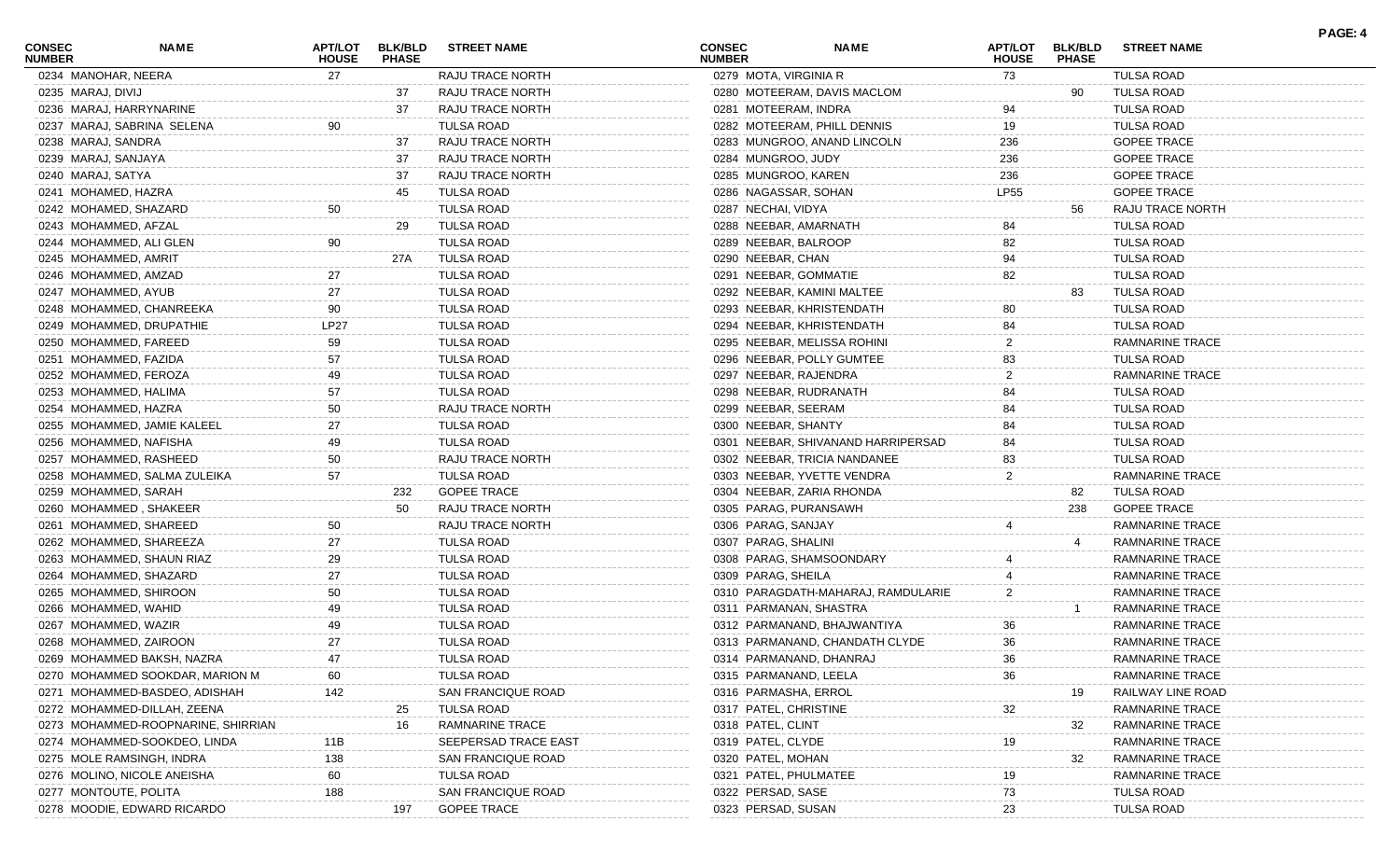| CONSEC NUMBER | NAME | APT/LOT HOUSE | BLK/BLD PHASE | STREET NAME |
|---|---|---|---|---|
| 0234 | MANOHAR, NEERA | 27 | | RAJU TRACE NORTH |
| 0235 | MARAJ, DIVIJ | | 37 | RAJU TRACE NORTH |
| 0236 | MARAJ, HARRYNARINE | | 37 | RAJU TRACE NORTH |
| 0237 | MARAJ, SABRINA SELENA | 90 | | TULSA ROAD |
| 0238 | MARAJ, SANDRA | | 37 | RAJU TRACE NORTH |
| 0239 | MARAJ, SANJAYA | | 37 | RAJU TRACE NORTH |
| 0240 | MARAJ, SATYA | | 37 | RAJU TRACE NORTH |
| 0241 | MOHAMED, HAZRA | | 45 | TULSA ROAD |
| 0242 | MOHAMED, SHAZARD | 50 | | TULSA ROAD |
| 0243 | MOHAMMED, AFZAL | | 29 | TULSA ROAD |
| 0244 | MOHAMMED, ALI GLEN | 90 | | TULSA ROAD |
| 0245 | MOHAMMED, AMRIT | | 27A | TULSA ROAD |
| 0246 | MOHAMMED, AMZAD | 27 | | TULSA ROAD |
| 0247 | MOHAMMED, AYUB | 27 | | TULSA ROAD |
| 0248 | MOHAMMED, CHANREEKA | 90 | | TULSA ROAD |
| 0249 | MOHAMMED, DRUPATHIE | LP27 | | TULSA ROAD |
| 0250 | MOHAMMED, FAREED | 59 | | TULSA ROAD |
| 0251 | MOHAMMED, FAZIDA | 57 | | TULSA ROAD |
| 0252 | MOHAMMED, FEROZA | 49 | | TULSA ROAD |
| 0253 | MOHAMMED, HALIMA | 57 | | TULSA ROAD |
| 0254 | MOHAMMED, HAZRA | 50 | | RAJU TRACE NORTH |
| 0255 | MOHAMMED, JAMIE KALEEL | 27 | | TULSA ROAD |
| 0256 | MOHAMMED, NAFISHA | 49 | | TULSA ROAD |
| 0257 | MOHAMMED, RASHEED | 50 | | RAJU TRACE NORTH |
| 0258 | MOHAMMED, SALMA ZULEIKA | 57 | | TULSA ROAD |
| 0259 | MOHAMMED, SARAH | | 232 | GOPEE TRACE |
| 0260 | MOHAMMED , SHAKEER | | 50 | RAJU TRACE NORTH |
| 0261 | MOHAMMED, SHAREED | 50 | | RAJU TRACE NORTH |
| 0262 | MOHAMMED, SHAREEZA | 27 | | TULSA ROAD |
| 0263 | MOHAMMED, SHAUN RIAZ | 29 | | TULSA ROAD |
| 0264 | MOHAMMED, SHAZARD | 27 | | TULSA ROAD |
| 0265 | MOHAMMED, SHIROON | 50 | | TULSA ROAD |
| 0266 | MOHAMMED, WAHID | 49 | | TULSA ROAD |
| 0267 | MOHAMMED, WAZIR | 49 | | TULSA ROAD |
| 0268 | MOHAMMED, ZAIROON | 27 | | TULSA ROAD |
| 0269 | MOHAMMED BAKSH, NAZRA | 47 | | TULSA ROAD |
| 0270 | MOHAMMED SOOKDAR, MARION M | 60 | | TULSA ROAD |
| 0271 | MOHAMMED-BASDEO, ADISHAH | 142 | | SAN FRANCIQUE ROAD |
| 0272 | MOHAMMED-DILLAH, ZEENA | | 25 | TULSA ROAD |
| 0273 | MOHAMMED-ROOPNARINE, SHIRRIAN | | 16 | RAMNARINE TRACE |
| 0274 | MOHAMMED-SOOKDEO, LINDA | 11B | | SEEPERSAD TRACE EAST |
| 0275 | MOLE RAMSINGH, INDRA | 138 | | SAN FRANCIQUE ROAD |
| 0276 | MOLINO, NICOLE ANEISHA | 60 | | TULSA ROAD |
| 0277 | MONTOUTE, POLITA | 188 | | SAN FRANCIQUE ROAD |
| 0278 | MOODIE, EDWARD RICARDO | | 197 | GOPEE TRACE |
| 0279 | MOTA, VIRGINIA R | 73 | | TULSA ROAD |
| 0280 | MOTEERAM, DAVIS MACLOM | | 90 | TULSA ROAD |
| 0281 | MOTEERAM, INDRA | 94 | | TULSA ROAD |
| 0282 | MOTEERAM, PHILL DENNIS | 19 | | TULSA ROAD |
| 0283 | MUNGROO, ANAND LINCOLN | 236 | | GOPEE TRACE |
| 0284 | MUNGROO, JUDY | 236 | | GOPEE TRACE |
| 0285 | MUNGROO, KAREN | 236 | | GOPEE TRACE |
| 0286 | NAGASSAR, SOHAN | LP55 | | GOPEE TRACE |
| 0287 | NECHAI, VIDYA | | 56 | RAJU TRACE NORTH |
| 0288 | NEEBAR, AMARNATH | 84 | | TULSA ROAD |
| 0289 | NEEBAR, BALROOP | 82 | | TULSA ROAD |
| 0290 | NEEBAR, CHAN | 94 | | TULSA ROAD |
| 0291 | NEEBAR, GOMMATIE | 82 | | TULSA ROAD |
| 0292 | NEEBAR, KAMINI MALTEE | | 83 | TULSA ROAD |
| 0293 | NEEBAR, KHRISTENDATH | 80 | | TULSA ROAD |
| 0294 | NEEBAR, KHRISTENDATH | 84 | | TULSA ROAD |
| 0295 | NEEBAR, MELISSA ROHINI | 2 | | RAMNARINE TRACE |
| 0296 | NEEBAR, POLLY GUMTEE | 83 | | TULSA ROAD |
| 0297 | NEEBAR, RAJENDRA | 2 | | RAMNARINE TRACE |
| 0298 | NEEBAR, RUDRANATH | 84 | | TULSA ROAD |
| 0299 | NEEBAR, SEERAM | 84 | | TULSA ROAD |
| 0300 | NEEBAR, SHANTY | 84 | | TULSA ROAD |
| 0301 | NEEBAR, SHIVANAND HARRIPERSAD | 84 | | TULSA ROAD |
| 0302 | NEEBAR, TRICIA NANDANEE | 83 | | TULSA ROAD |
| 0303 | NEEBAR, YVETTE VENDRA | 2 | | RAMNARINE TRACE |
| 0304 | NEEBAR, ZARIA RHONDA | | 82 | TULSA ROAD |
| 0305 | PARAG, PURANSAWH | | 238 | GOPEE TRACE |
| 0306 | PARAG, SANJAY | 4 | | RAMNARINE TRACE |
| 0307 | PARAG, SHALINI | | 4 | RAMNARINE TRACE |
| 0308 | PARAG, SHAMSOONDARY | 4 | | RAMNARINE TRACE |
| 0309 | PARAG, SHEILA | 4 | | RAMNARINE TRACE |
| 0310 | PARAGDATH-MAHARAJ, RAMDULARIE | 2 | | RAMNARINE TRACE |
| 0311 | PARMANAN, SHASTRA | | 1 | RAMNARINE TRACE |
| 0312 | PARMANAND, BHAJWANTIYA | 36 | | RAMNARINE TRACE |
| 0313 | PARMANAND, CHANDATH CLYDE | 36 | | RAMNARINE TRACE |
| 0314 | PARMANAND, DHANRAJ | 36 | | RAMNARINE TRACE |
| 0315 | PARMANAND, LEELA | 36 | | RAMNARINE TRACE |
| 0316 | PARMASHA, ERROL | | 19 | RAILWAY LINE ROAD |
| 0317 | PATEL, CHRISTINE | 32 | | RAMNARINE TRACE |
| 0318 | PATEL, CLINT | | 32 | RAMNARINE TRACE |
| 0319 | PATEL, CLYDE | 19 | | RAMNARINE TRACE |
| 0320 | PATEL, MOHAN | | 32 | RAMNARINE TRACE |
| 0321 | PATEL, PHULMATEE | 19 | | RAMNARINE TRACE |
| 0322 | PERSAD, SASE | 73 | | TULSA ROAD |
| 0323 | PERSAD, SUSAN | 23 | | TULSA ROAD |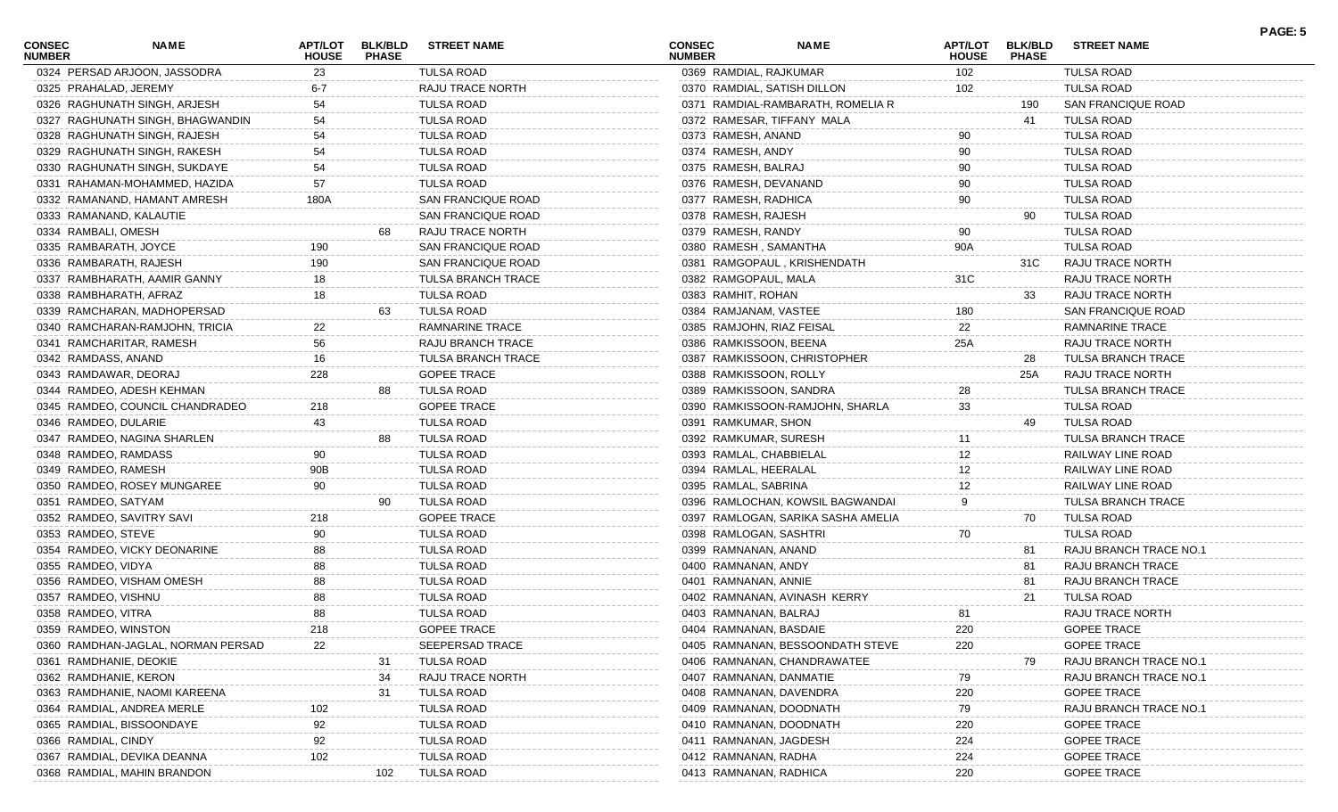| CONSEC NUMBER | NAME | APT/LOT HOUSE | BLK/BLD PHASE | STREET NAME |
|---|---|---|---|---|
| 0324 | PERSAD ARJOON, JASSODRA | 23 | | TULSA ROAD |
| 0325 | PRAHALAD, JEREMY | 6-7 | | RAJU TRACE NORTH |
| 0326 | RAGHUNATH SINGH, ARJESH | 54 | | TULSA ROAD |
| 0327 | RAGHUNATH SINGH, BHAGWANDIN | 54 | | TULSA ROAD |
| 0328 | RAGHUNATH SINGH, RAJESH | 54 | | TULSA ROAD |
| 0329 | RAGHUNATH SINGH, RAKESH | 54 | | TULSA ROAD |
| 0330 | RAGHUNATH SINGH, SUKDAYE | 54 | | TULSA ROAD |
| 0331 | RAHAMAN-MOHAMMED, HAZIDA | 57 | | TULSA ROAD |
| 0332 | RAMANAND, HAMANT AMRESH | 180A | | SAN FRANCIQUE ROAD |
| 0333 | RAMANAND, KALAUTIE | | | SAN FRANCIQUE ROAD |
| 0334 | RAMBALI, OMESH | | 68 | RAJU TRACE NORTH |
| 0335 | RAMBARATH, JOYCE | 190 | | SAN FRANCIQUE ROAD |
| 0336 | RAMBARATH, RAJESH | 190 | | SAN FRANCIQUE ROAD |
| 0337 | RAMBHARATH, AAMIR GANNY | 18 | | TULSA BRANCH TRACE |
| 0338 | RAMBHARATH, AFRAZ | 18 | | TULSA ROAD |
| 0339 | RAMCHARAN, MADHOPERSAD | | 63 | TULSA ROAD |
| 0340 | RAMCHARAN-RAMJOHN, TRICIA | 22 | | RAMNARINE TRACE |
| 0341 | RAMCHARITAR, RAMESH | 56 | | RAJU BRANCH TRACE |
| 0342 | RAMDASS, ANAND | 16 | | TULSA BRANCH TRACE |
| 0343 | RAMDAWAR, DEORAJ | 228 | | GOPEE TRACE |
| 0344 | RAMDEO, ADESH KEHMAN | | 88 | TULSA ROAD |
| 0345 | RAMDEO, COUNCIL CHANDRADEO | 218 | | GOPEE TRACE |
| 0346 | RAMDEO, DULARIE | 43 | | TULSA ROAD |
| 0347 | RAMDEO, NAGINA SHARLEN | | 88 | TULSA ROAD |
| 0348 | RAMDEO, RAMDASS | 90 | | TULSA ROAD |
| 0349 | RAMDEO, RAMESH | 90B | | TULSA ROAD |
| 0350 | RAMDEO, ROSEY MUNGAREE | 90 | | TULSA ROAD |
| 0351 | RAMDEO, SATYAM | | 90 | TULSA ROAD |
| 0352 | RAMDEO, SAVITRY SAVI | 218 | | GOPEE TRACE |
| 0353 | RAMDEO, STEVE | 90 | | TULSA ROAD |
| 0354 | RAMDEO, VICKY DEONARINE | 88 | | TULSA ROAD |
| 0355 | RAMDEO, VIDYA | 88 | | TULSA ROAD |
| 0356 | RAMDEO, VISHAM OMESH | 88 | | TULSA ROAD |
| 0357 | RAMDEO, VISHNU | 88 | | TULSA ROAD |
| 0358 | RAMDEO, VITRA | 88 | | TULSA ROAD |
| 0359 | RAMDEO, WINSTON | 218 | | GOPEE TRACE |
| 0360 | RAMDHAN-JAGLAL, NORMAN PERSAD | 22 | | SEEPERSAD TRACE |
| 0361 | RAMDHANIE, DEOKIE | | 31 | TULSA ROAD |
| 0362 | RAMDHANIE, KERON | | 34 | RAJU TRACE NORTH |
| 0363 | RAMDHANIE, NAOMI KAREENA | | 31 | TULSA ROAD |
| 0364 | RAMDIAL, ANDREA MERLE | 102 | | TULSA ROAD |
| 0365 | RAMDIAL, BISSOONDAYE | 92 | | TULSA ROAD |
| 0366 | RAMDIAL, CINDY | 92 | | TULSA ROAD |
| 0367 | RAMDIAL, DEVIKA DEANNA | 102 | | TULSA ROAD |
| 0368 | RAMDIAL, MAHIN BRANDON | | 102 | TULSA ROAD |
| 0369 | RAMDIAL, RAJKUMAR | 102 | | TULSA ROAD |
| 0370 | RAMDIAL, SATISH DILLON | 102 | | TULSA ROAD |
| 0371 | RAMDIAL-RAMBARATH, ROMELIA R | | 190 | SAN FRANCIQUE ROAD |
| 0372 | RAMESAR, TIFFANY MALA | | 41 | TULSA ROAD |
| 0373 | RAMESH, ANAND | 90 | | TULSA ROAD |
| 0374 | RAMESH, ANDY | 90 | | TULSA ROAD |
| 0375 | RAMESH, BALRAJ | 90 | | TULSA ROAD |
| 0376 | RAMESH, DEVANAND | 90 | | TULSA ROAD |
| 0377 | RAMESH, RADHICA | 90 | | TULSA ROAD |
| 0378 | RAMESH, RAJESH | | 90 | TULSA ROAD |
| 0379 | RAMESH, RANDY | 90 | | TULSA ROAD |
| 0380 | RAMESH , SAMANTHA | 90A | | TULSA ROAD |
| 0381 | RAMGOPAUL , KRISHENDATH | | 31C | RAJU TRACE NORTH |
| 0382 | RAMGOPAUL, MALA | 31C | | RAJU TRACE NORTH |
| 0383 | RAMHIT, ROHAN | | 33 | RAJU TRACE NORTH |
| 0384 | RAMJANAM, VASTEE | 180 | | SAN FRANCIQUE ROAD |
| 0385 | RAMJOHN, RIAZ FEISAL | 22 | | RAMNARINE TRACE |
| 0386 | RAMKISSOON, BEENA | 25A | | RAJU TRACE NORTH |
| 0387 | RAMKISSOON, CHRISTOPHER | | 28 | TULSA BRANCH TRACE |
| 0388 | RAMKISSOON, ROLLY | | 25A | RAJU TRACE NORTH |
| 0389 | RAMKISSOON, SANDRA | 28 | | TULSA BRANCH TRACE |
| 0390 | RAMKISSOON-RAMJOHN, SHARLA | 33 | | TULSA ROAD |
| 0391 | RAMKUMAR, SHON | | 49 | TULSA ROAD |
| 0392 | RAMKUMAR, SURESH | 11 | | TULSA BRANCH TRACE |
| 0393 | RAMLAL, CHABBIELAL | 12 | | RAILWAY LINE ROAD |
| 0394 | RAMLAL, HEERALAL | 12 | | RAILWAY LINE ROAD |
| 0395 | RAMLAL, SABRINA | 12 | | RAILWAY LINE ROAD |
| 0396 | RAMLOCHAN, KOWSIL BAGWANDAI | 9 | | TULSA BRANCH TRACE |
| 0397 | RAMLOGAN, SARIKA SASHA AMELIA | | 70 | TULSA ROAD |
| 0398 | RAMLOGAN, SASHTRI | 70 | | TULSA ROAD |
| 0399 | RAMNANAN, ANAND | | 81 | RAJU BRANCH TRACE NO.1 |
| 0400 | RAMNANAN, ANDY | | 81 | RAJU BRANCH TRACE |
| 0401 | RAMNANAN, ANNIE | | 81 | RAJU BRANCH TRACE |
| 0402 | RAMNANAN, AVINASH KERRY | | 21 | TULSA ROAD |
| 0403 | RAMNANAN, BALRAJ | 81 | | RAJU TRACE NORTH |
| 0404 | RAMNANAN, BASDAIE | 220 | | GOPEE TRACE |
| 0405 | RAMNANAN, BESSOONDATH STEVE | 220 | | GOPEE TRACE |
| 0406 | RAMNANAN, CHANDRAWATEE | | 79 | RAJU BRANCH TRACE NO.1 |
| 0407 | RAMNANAN, DANMATIE | 79 | | RAJU BRANCH TRACE NO.1 |
| 0408 | RAMNANAN, DAVENDRA | 220 | | GOPEE TRACE |
| 0409 | RAMNANAN, DOODNATH | 79 | | RAJU BRANCH TRACE NO.1 |
| 0410 | RAMNANAN, DOODNATH | 220 | | GOPEE TRACE |
| 0411 | RAMNANAN, JAGDESH | 224 | | GOPEE TRACE |
| 0412 | RAMNANAN, RADHA | 224 | | GOPEE TRACE |
| 0413 | RAMNANAN, RADHICA | 220 | | GOPEE TRACE |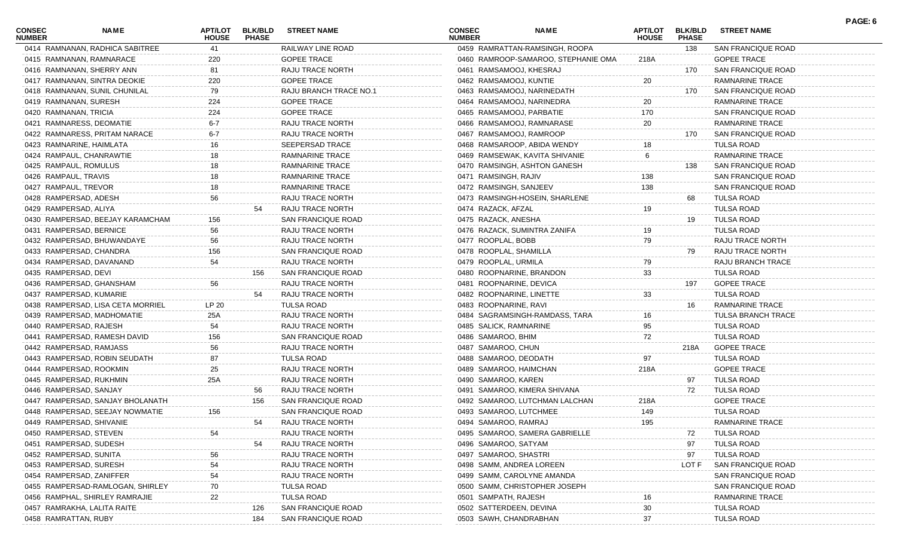| CONSEC NUMBER | NAME | APT/LOT HOUSE | BLK/BLD PHASE | STREET NAME |
|---|---|---|---|---|
| 0414 | RAMNANAN, RADHICA SABITREE | 41 | | RAILWAY LINE ROAD |
| 0415 | RAMNANAN, RAMNARACE | 220 | | GOPEE TRACE |
| 0416 | RAMNANAN, SHERRY ANN | 81 | | RAJU TRACE NORTH |
| 0417 | RAMNANAN, SINTRA DEOKIE | 220 | | GOPEE TRACE |
| 0418 | RAMNANAN, SUNIL CHUNILAL | 79 | | RAJU BRANCH TRACE NO.1 |
| 0419 | RAMNANAN, SURESH | 224 | | GOPEE TRACE |
| 0420 | RAMNANAN, TRICIA | 224 | | GOPEE TRACE |
| 0421 | RAMNARESS, DEOMATIE | 6-7 | | RAJU TRACE NORTH |
| 0422 | RAMNARESS, PRITAM NARACE | 6-7 | | RAJU TRACE NORTH |
| 0423 | RAMNARINE, HAIMLATA | 16 | | SEEPERSAD TRACE |
| 0424 | RAMPAUL, CHANRAWTIE | 18 | | RAMNARINE TRACE |
| 0425 | RAMPAUL, ROMULUS | 18 | | RAMNARINE TRACE |
| 0426 | RAMPAUL, TRAVIS | 18 | | RAMNARINE TRACE |
| 0427 | RAMPAUL, TREVOR | 18 | | RAMNARINE TRACE |
| 0428 | RAMPERSAD, ADESH | 56 | | RAJU TRACE NORTH |
| 0429 | RAMPERSAD, ALIYA | | 54 | RAJU TRACE NORTH |
| 0430 | RAMPERSAD, BEEJAY KARAMCHAM | 156 | | SAN FRANCIQUE ROAD |
| 0431 | RAMPERSAD, BERNICE | 56 | | RAJU TRACE NORTH |
| 0432 | RAMPERSAD, BHUWANDAYE | 56 | | RAJU TRACE NORTH |
| 0433 | RAMPERSAD, CHANDRA | 156 | | SAN FRANCIQUE ROAD |
| 0434 | RAMPERSAD, DAVANAND | 54 | | RAJU TRACE NORTH |
| 0435 | RAMPERSAD, DEVI | | 156 | SAN FRANCIQUE ROAD |
| 0436 | RAMPERSAD, GHANSHAM | 56 | | RAJU TRACE NORTH |
| 0437 | RAMPERSAD, KUMARIE | | 54 | RAJU TRACE NORTH |
| 0438 | RAMPERSAD, LISA CETA MORRIEL | LP 20 | | TULSA ROAD |
| 0439 | RAMPERSAD, MADHOMATIE | 25A | | RAJU TRACE NORTH |
| 0440 | RAMPERSAD, RAJESH | 54 | | RAJU TRACE NORTH |
| 0441 | RAMPERSAD, RAMESH DAVID | 156 | | SAN FRANCIQUE ROAD |
| 0442 | RAMPERSAD, RAMJASS | 56 | | RAJU TRACE NORTH |
| 0443 | RAMPERSAD, ROBIN SEUDATH | 87 | | TULSA ROAD |
| 0444 | RAMPERSAD, ROOKMIN | 25 | | RAJU TRACE NORTH |
| 0445 | RAMPERSAD, RUKHMIN | 25A | | RAJU TRACE NORTH |
| 0446 | RAMPERSAD, SANJAY | | 56 | RAJU TRACE NORTH |
| 0447 | RAMPERSAD, SANJAY BHOLANATH | | 156 | SAN FRANCIQUE ROAD |
| 0448 | RAMPERSAD, SEEJAY NOWMATIE | 156 | | SAN FRANCIQUE ROAD |
| 0449 | RAMPERSAD, SHIVANIE | | 54 | RAJU TRACE NORTH |
| 0450 | RAMPERSAD, STEVEN | 54 | | RAJU TRACE NORTH |
| 0451 | RAMPERSAD, SUDESH | | 54 | RAJU TRACE NORTH |
| 0452 | RAMPERSAD, SUNITA | 56 | | RAJU TRACE NORTH |
| 0453 | RAMPERSAD, SURESH | 54 | | RAJU TRACE NORTH |
| 0454 | RAMPERSAD, ZANIFFER | 54 | | RAJU TRACE NORTH |
| 0455 | RAMPERSAD-RAMLOGAN, SHIRLEY | 70 | | TULSA ROAD |
| 0456 | RAMPHAL, SHIRLEY RAMRAJIE | 22 | | TULSA ROAD |
| 0457 | RAMRAKHA, LALITA RAITE | | 126 | SAN FRANCIQUE ROAD |
| 0458 | RAMRATTAN, RUBY | | 184 | SAN FRANCIQUE ROAD |
| 0459 | RAMRATTAN-RAMSINGH, ROOPA | | 138 | SAN FRANCIQUE ROAD |
| 0460 | RAMROOP-SAMAROO, STEPHANIE OMA | 218A | | GOPEE TRACE |
| 0461 | RAMSAMOOJ, KHESRAJ | | 170 | SAN FRANCIQUE ROAD |
| 0462 | RAMSAMOOJ, KUNTIE | 20 | | RAMNARINE TRACE |
| 0463 | RAMSAMOOJ, NARINEDATH | | 170 | SAN FRANCIQUE ROAD |
| 0464 | RAMSAMOOJ, NARINEDRA | 20 | | RAMNARINE TRACE |
| 0465 | RAMSAMOOJ, PARBATIE | 170 | | SAN FRANCIQUE ROAD |
| 0466 | RAMSAMOOJ, RAMNARASE | 20 | | RAMNARINE TRACE |
| 0467 | RAMSAMOOJ, RAMROOP | | 170 | SAN FRANCIQUE ROAD |
| 0468 | RAMSAROOP, ABIDA WENDY | 18 | | TULSA ROAD |
| 0469 | RAMSEWAK, KAVITA SHIVANIE | 6 | | RAMNARINE TRACE |
| 0470 | RAMSINGH, ASHTON GANESH | | 138 | SAN FRANCIQUE ROAD |
| 0471 | RAMSINGH, RAJIV | 138 | | SAN FRANCIQUE ROAD |
| 0472 | RAMSINGH, SANJEEV | 138 | | SAN FRANCIQUE ROAD |
| 0473 | RAMSINGH-HOSEIN, SHARLENE | | 68 | TULSA ROAD |
| 0474 | RAZACK, AFZAL | 19 | | TULSA ROAD |
| 0475 | RAZACK, ANESHA | | 19 | TULSA ROAD |
| 0476 | RAZACK, SUMINTRA ZANIFA | 19 | | TULSA ROAD |
| 0477 | ROOPLAL, BOBB | 79 | | RAJU TRACE NORTH |
| 0478 | ROOPLAL, SHAMILLA | | 79 | RAJU TRACE NORTH |
| 0479 | ROOPLAL, URMILA | 79 | | RAJU BRANCH TRACE |
| 0480 | ROOPNARINE, BRANDON | 33 | | TULSA ROAD |
| 0481 | ROOPNARINE, DEVICA | | 197 | GOPEE TRACE |
| 0482 | ROOPNARINE, LINETTE | 33 | | TULSA ROAD |
| 0483 | ROOPNARINE, RAVI | | 16 | RAMNARINE TRACE |
| 0484 | SAGRAMSINGH-RAMDASS, TARA | 16 | | TULSA BRANCH TRACE |
| 0485 | SALICK, RAMNARINE | 95 | | TULSA ROAD |
| 0486 | SAMAROO, BHIM | 72 | | TULSA ROAD |
| 0487 | SAMAROO, CHUN | | 218A | GOPEE TRACE |
| 0488 | SAMAROO, DEODATH | 97 | | TULSA ROAD |
| 0489 | SAMAROO, HAIMCHAN | 218A | | GOPEE TRACE |
| 0490 | SAMAROO, KAREN | | 97 | TULSA ROAD |
| 0491 | SAMAROO, KIMERA SHIVANA | | 72 | TULSA ROAD |
| 0492 | SAMAROO, LUTCHMAN LALCHAN | 218A | | GOPEE TRACE |
| 0493 | SAMAROO, LUTCHMEE | 149 | | TULSA ROAD |
| 0494 | SAMAROO, RAMRAJ | 195 | | RAMNARINE TRACE |
| 0495 | SAMAROO, SAMERA GABRIELLE | | 72 | TULSA ROAD |
| 0496 | SAMAROO, SATYAM | | 97 | TULSA ROAD |
| 0497 | SAMAROO, SHASTRI | | 97 | TULSA ROAD |
| 0498 | SAMM, ANDREA LOREEN | | LOT F | SAN FRANCIQUE ROAD |
| 0499 | SAMM, CAROLYNE AMANDA | | | SAN FRANCIQUE ROAD |
| 0500 | SAMM, CHRISTOPHER JOSEPH | | | SAN FRANCIQUE ROAD |
| 0501 | SAMPATH, RAJESH | 16 | | RAMNARINE TRACE |
| 0502 | SATTERDEEN, DEVINA | 30 | | TULSA ROAD |
| 0503 | SAWH, CHANDRABHAN | 37 | | TULSA ROAD |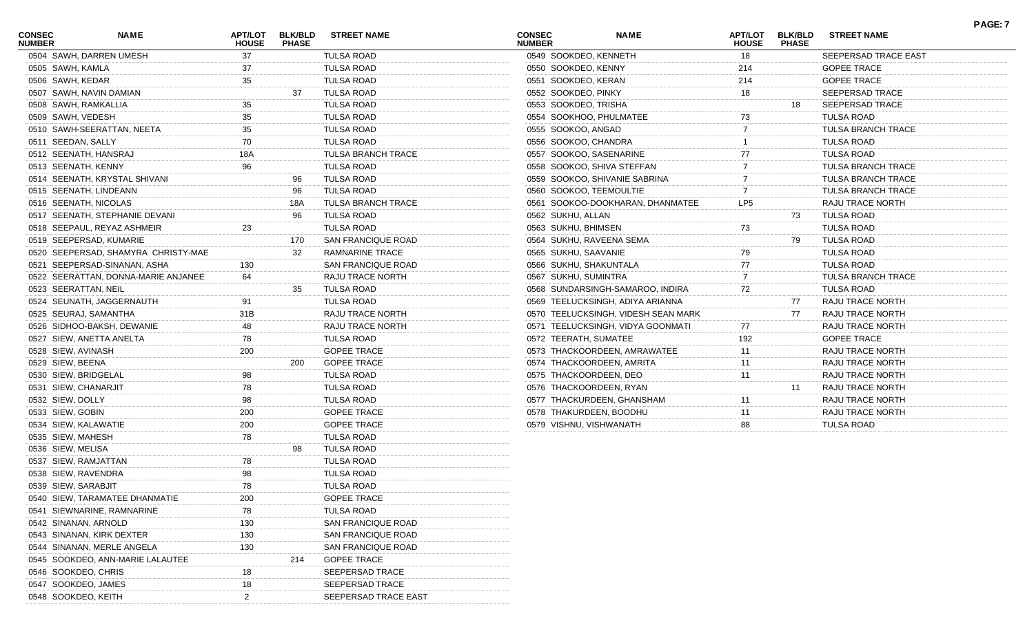| CONSEC NUMBER | NAME | APT/LOT HOUSE | BLK/BLD PHASE | STREET NAME |
|---|---|---|---|---|
| 0504 | SAWH, DARREN UMESH | 37 | | TULSA ROAD |
| 0505 | SAWH, KAMLA | 37 | | TULSA ROAD |
| 0506 | SAWH, KEDAR | 35 | | TULSA ROAD |
| 0507 | SAWH, NAVIN DAMIAN | | 37 | TULSA ROAD |
| 0508 | SAWH, RAMKALLIA | 35 | | TULSA ROAD |
| 0509 | SAWH, VEDESH | 35 | | TULSA ROAD |
| 0510 | SAWH-SEERATTAN, NEETA | 35 | | TULSA ROAD |
| 0511 | SEEDAN, SALLY | 70 | | TULSA ROAD |
| 0512 | SEENATH, HANSRAJ | 18A | | TULSA BRANCH TRACE |
| 0513 | SEENATH, KENNY | 96 | | TULSA ROAD |
| 0514 | SEENATH, KRYSTAL SHIVANI | | 96 | TULSA ROAD |
| 0515 | SEENATH, LINDEANN | | 96 | TULSA ROAD |
| 0516 | SEENATH, NICOLAS | | 18A | TULSA BRANCH TRACE |
| 0517 | SEENATH, STEPHANIE DEVANI | | 96 | TULSA ROAD |
| 0518 | SEEPAUL, REYAZ ASHMEIR | 23 | | TULSA ROAD |
| 0519 | SEEPERSAD, KUMARIE | | 170 | SAN FRANCIQUE ROAD |
| 0520 | SEEPERSAD, SHAMYRA CHRISTY-MAE | | 32 | RAMNARINE TRACE |
| 0521 | SEEPERSAD-SINANAN, ASHA | 130 | | SAN FRANCIQUE ROAD |
| 0522 | SEERATTAN, DONNA-MARIE ANJANEE | 64 | | RAJU TRACE NORTH |
| 0523 | SEERATTAN, NEIL | | 35 | TULSA ROAD |
| 0524 | SEUNATH, JAGGERNAUTH | 91 | | TULSA ROAD |
| 0525 | SEURAJ, SAMANTHA | 31B | | RAJU TRACE NORTH |
| 0526 | SIDHOO-BAKSH, DEWANIE | 48 | | RAJU TRACE NORTH |
| 0527 | SIEW, ANETTA ANELTA | 78 | | TULSA ROAD |
| 0528 | SIEW, AVINASH | 200 | | GOPEE TRACE |
| 0529 | SIEW, BEENA | | 200 | GOPEE TRACE |
| 0530 | SIEW, BRIDGELAL | 98 | | TULSA ROAD |
| 0531 | SIEW, CHANARJIT | 78 | | TULSA ROAD |
| 0532 | SIEW, DOLLY | 98 | | TULSA ROAD |
| 0533 | SIEW, GOBIN | 200 | | GOPEE TRACE |
| 0534 | SIEW, KALAWATIE | 200 | | GOPEE TRACE |
| 0535 | SIEW, MAHESH | 78 | | TULSA ROAD |
| 0536 | SIEW, MELISA | | 98 | TULSA ROAD |
| 0537 | SIEW, RAMJATTAN | 78 | | TULSA ROAD |
| 0538 | SIEW, RAVENDRA | 98 | | TULSA ROAD |
| 0539 | SIEW, SARABJIT | 78 | | TULSA ROAD |
| 0540 | SIEW, TARAMATEE DHANMATIE | 200 | | GOPEE TRACE |
| 0541 | SIEWNARINE, RAMNARINE | 78 | | TULSA ROAD |
| 0542 | SINANAN, ARNOLD | 130 | | SAN FRANCIQUE ROAD |
| 0543 | SINANAN, KIRK DEXTER | 130 | | SAN FRANCIQUE ROAD |
| 0544 | SINANAN, MERLE ANGELA | 130 | | SAN FRANCIQUE ROAD |
| 0545 | SOOKDEO, ANN-MARIE LALAUTEE | | 214 | GOPEE TRACE |
| 0546 | SOOKDEO, CHRIS | 18 | | SEEPERSAD TRACE |
| 0547 | SOOKDEO, JAMES | 18 | | SEEPERSAD TRACE |
| 0548 | SOOKDEO, KEITH | 2 | | SEEPERSAD TRACE EAST |
| 0549 | SOOKDEO, KENNETH | 18 | | SEEPERSAD TRACE EAST |
| 0550 | SOOKDEO, KENNY | 214 | | GOPEE TRACE |
| 0551 | SOOKDEO, KERAN | 214 | | GOPEE TRACE |
| 0552 | SOOKDEO, PINKY | 18 | | SEEPERSAD TRACE |
| 0553 | SOOKDEO, TRISHA | | 18 | SEEPERSAD TRACE |
| 0554 | SOOKHOO, PHULMATEE | 73 | | TULSA ROAD |
| 0555 | SOOKOO, ANGAD | 7 | | TULSA BRANCH TRACE |
| 0556 | SOOKOO, CHANDRA | 1 | | TULSA ROAD |
| 0557 | SOOKOO, SASENARINE | 77 | | TULSA ROAD |
| 0558 | SOOKOO, SHIVA STEFFAN | 7 | | TULSA BRANCH TRACE |
| 0559 | SOOKOO, SHIVANIE SABRINA | 7 | | TULSA BRANCH TRACE |
| 0560 | SOOKOO, TEEMOULTIE | 7 | | TULSA BRANCH TRACE |
| 0561 | SOOKOO-DOOKHARAN, DHANMATEE | LP5 | | RAJU TRACE NORTH |
| 0562 | SUKHU, ALLAN | | 73 | TULSA ROAD |
| 0563 | SUKHU, BHIMSEN | 73 | | TULSA ROAD |
| 0564 | SUKHU, RAVEENA SEMA | | 79 | TULSA ROAD |
| 0565 | SUKHU, SAAVANIE | 79 | | TULSA ROAD |
| 0566 | SUKHU, SHAKUNTALA | 77 | | TULSA ROAD |
| 0567 | SUKHU, SUMINTRA | 7 | | TULSA BRANCH TRACE |
| 0568 | SUNDARSINGH-SAMAROO, INDIRA | 72 | | TULSA ROAD |
| 0569 | TEELUCKSINGH, ADIYA ARIANNA | | 77 | RAJU TRACE NORTH |
| 0570 | TEELUCKSINGH, VIDESH SEAN MARK | | 77 | RAJU TRACE NORTH |
| 0571 | TEELUCKSINGH, VIDYA GOONMATI | 77 | | RAJU TRACE NORTH |
| 0572 | TEERATH, SUMATEE | 192 | | GOPEE TRACE |
| 0573 | THACKOORDEEN, AMRAWATEE | 11 | | RAJU TRACE NORTH |
| 0574 | THACKOORDEEN, AMRITA | 11 | | RAJU TRACE NORTH |
| 0575 | THACKOORDEEN, DEO | 11 | | RAJU TRACE NORTH |
| 0576 | THACKOORDEEN, RYAN | | 11 | RAJU TRACE NORTH |
| 0577 | THACKURDEEN, GHANSHAM | 11 | | RAJU TRACE NORTH |
| 0578 | THAKURDEEN, BOODHU | 11 | | RAJU TRACE NORTH |
| 0579 | VISHNU, VISHWANATH | 88 | | TULSA ROAD |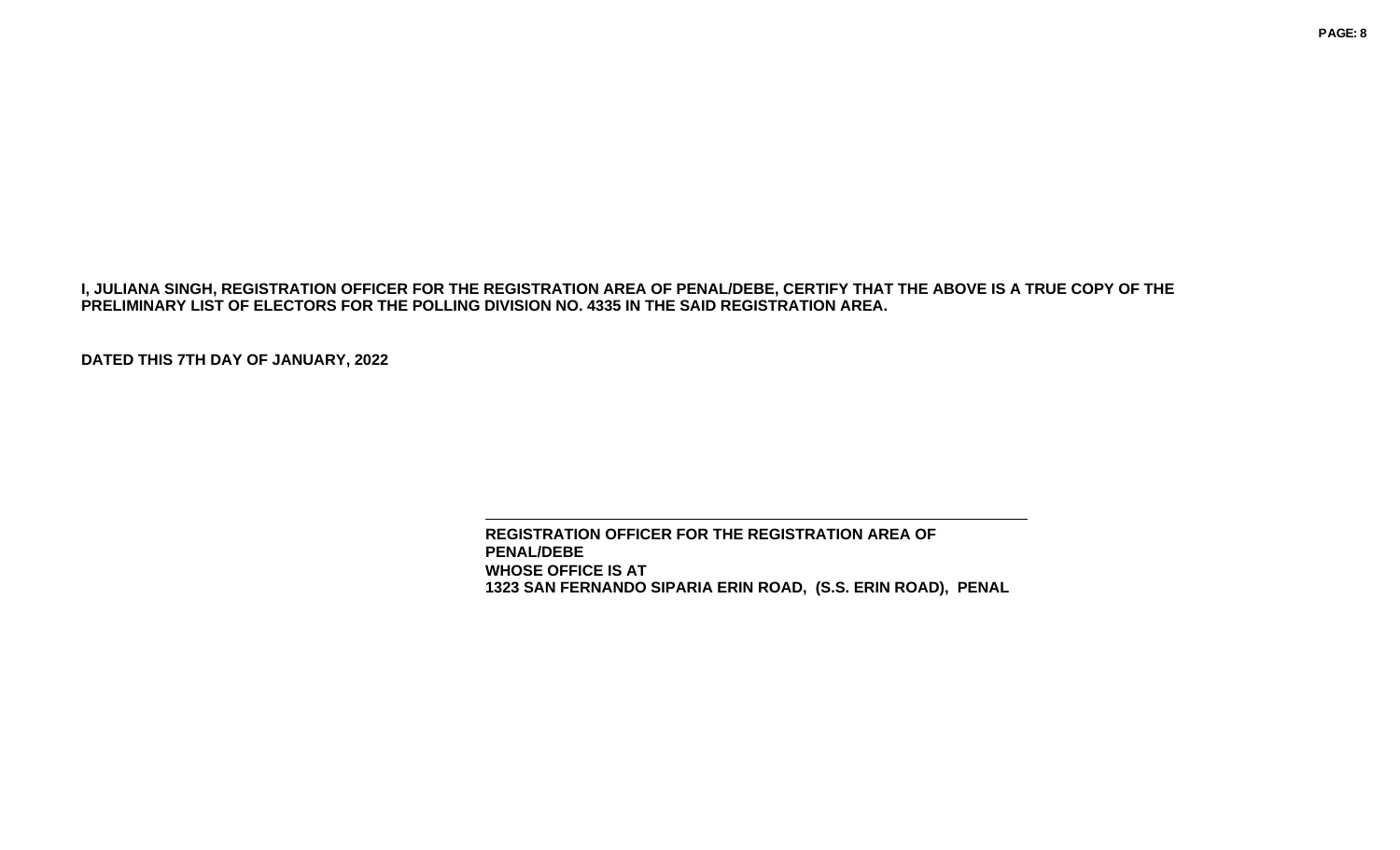**I, JULIANA SINGH, REGISTRATION OFFICER FOR THE REGISTRATION AREA OF PENAL/DEBE, CERTIFY THAT THE ABOVE IS A TRUE COPY OF THE PRELIMINARY LIST OF ELECTORS FOR THE POLLING DIVISION NO. 4335 IN THE SAID REGISTRATION AREA.**

**DATED THIS 7TH DAY OF JANUARY, 2022**

---

**REGISTRATION OFFICER FOR THE REGISTRATION AREA OF PENAL/DEBE**
**WHOSE OFFICE IS AT**
**1323 SAN FERNANDO SIPARIA ERIN ROAD, (S.S. ERIN ROAD), PENAL**